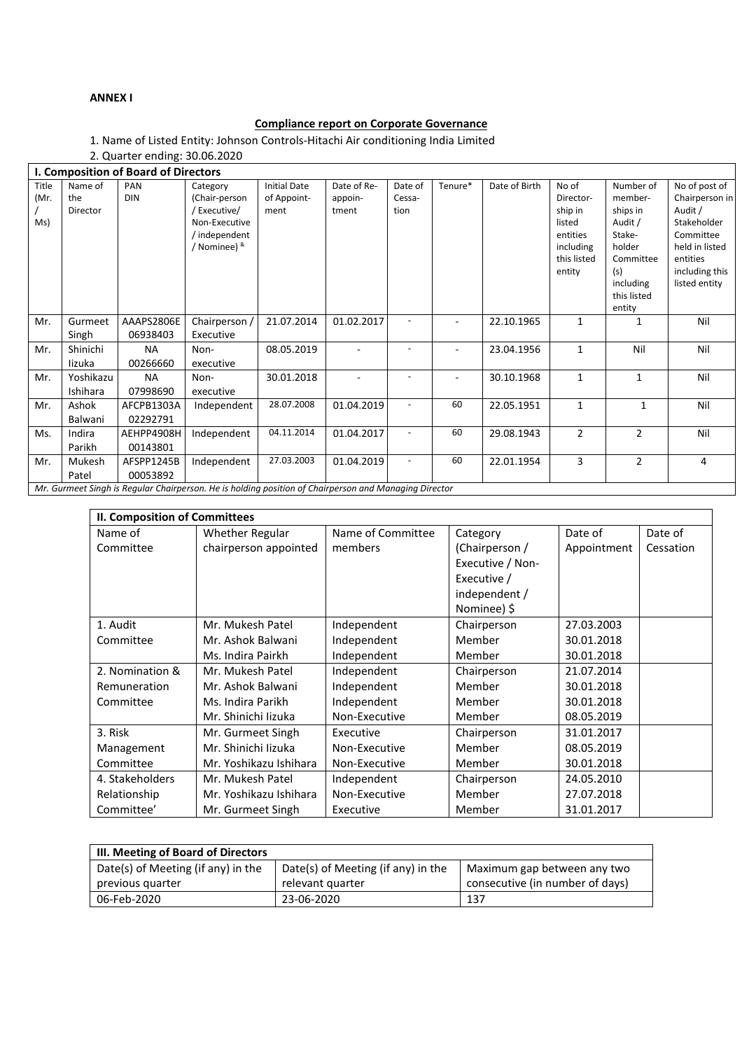**ANNEX I**

**Compliance report on Corporate Governance**

1. Name of Listed Entity: Johnson Controls-Hitachi Air conditioning India Limited
2. Quarter ending: 30.06.2020

**I. Composition of Board of Directors**

| Title (Mr. / Ms) | Name of the Director | PAN DIN | Category (Chair-person / Executive/ Non-Executive / independent / Nominee) & | Initial Date of Appoint-ment | Date of Re-appoin-tment | Date of Cessa-tion | Tenure* | Date of Birth | No of Director-ship in listed entities including this listed entity | Number of member-ships in Audit / Stake-holder Committee (s) including this listed entity | No of post of Chairperson in Audit / Stakeholder Committee held in listed entities including this listed entity |
|---|---|---|---|---|---|---|---|---|---|---|---|
| Mr. | Gurmeet Singh | AAAPS2806E 06938403 | Chairperson / Executive | 21.07.2014 | 01.02.2017 | - | - | 22.10.1965 | 1 | 1 | Nil |
| Mr. | Shinichi Iizuka | NA 00266660 | Non-executive | 08.05.2019 | - | - | - | 23.04.1956 | 1 | Nil | Nil |
| Mr. | Yoshikazu Ishihara | NA 07998690 | Non-executive | 30.01.2018 | - | - | - | 30.10.1968 | 1 | 1 | Nil |
| Mr. | Ashok Balwani | AFCPB1303A 02292791 | Independent | 28.07.2008 | 01.04.2019 | - | 60 | 22.05.1951 | 1 | 1 | Nil |
| Ms. | Indira Parikh | AEHPP4908H 00143801 | Independent | 04.11.2014 | 01.04.2017 | - | 60 | 29.08.1943 | 2 | 2 | Nil |
| Mr. | Mukesh Patel | AFSPP1245B 00053892 | Independent | 27.03.2003 | 01.04.2019 | - | 60 | 22.01.1954 | 3 | 2 | 4 |

*Mr. Gurmeet Singh is Regular Chairperson. He is holding position of Chairperson and Managing Director*

**II. Composition of Committees**

| Name of Committee | Whether Regular chairperson appointed | Name of Committee members | Category (Chairperson / Executive / Non-Executive / independent / Nominee) $ | Date of Appointment | Date of Cessation |
|---|---|---|---|---|---|
| 1. Audit Committee | Mr. Mukesh Patel | Independent | Chairperson | 27.03.2003 | |
| | Mr. Ashok Balwani | Independent | Member | 30.01.2018 | |
| | Ms. Indira Pairkh | Independent | Member | 30.01.2018 | |
| 2. Nomination & Remuneration Committee | Mr. Mukesh Patel | Independent | Chairperson | 21.07.2014 | |
| | Mr. Ashok Balwani | Independent | Member | 30.01.2018 | |
| | Ms. Indira Parikh | Independent | Member | 30.01.2018 | |
| | Mr. Shinichi Iizuka | Non-Executive | Member | 08.05.2019 | |
| 3. Risk Management Committee | Mr. Gurmeet Singh | Executive | Chairperson | 31.01.2017 | |
| | Mr. Shinichi Iizuka | Non-Executive | Member | 08.05.2019 | |
| | Mr. Yoshikazu Ishihara | Non-Executive | Member | 30.01.2018 | |
| 4. Stakeholders Relationship Committee' | Mr. Mukesh Patel | Independent | Chairperson | 24.05.2010 | |
| | Mr. Yoshikazu Ishihara | Non-Executive | Member | 27.07.2018 | |
| | Mr. Gurmeet Singh | Executive | Member | 31.01.2017 | |

**III. Meeting of Board of Directors**

| Date(s) of Meeting (if any) in the previous quarter | Date(s) of Meeting (if any) in the relevant quarter | Maximum gap between any two consecutive (in number of days) |
|---|---|---|
| 06-Feb-2020 | 23-06-2020 | 137 |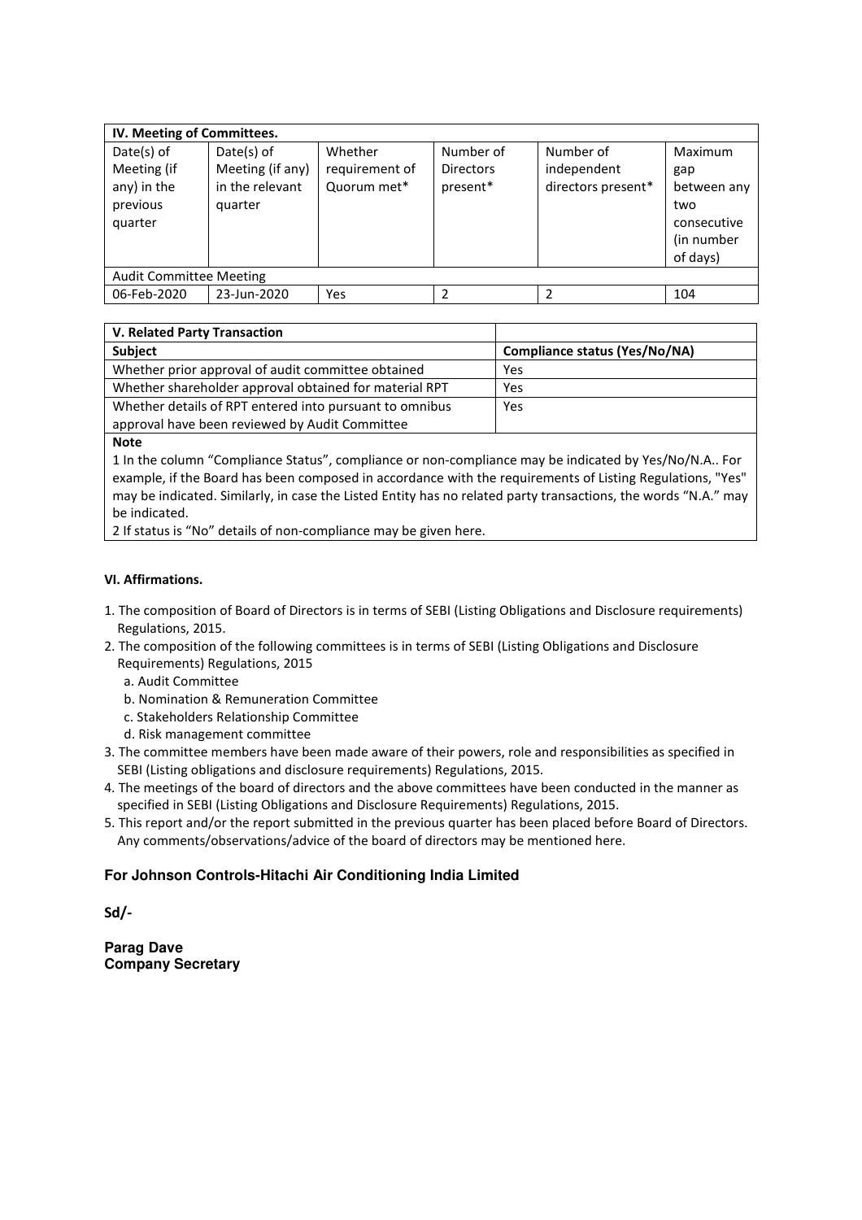| IV. Meeting of Committees. | | | | | |
|---|---|---|---|---|---|
| Date(s) of Meeting (if any) in the previous quarter | Date(s) of Meeting (if any) in the relevant quarter | Whether requirement of Quorum met* | Number of Directors present* | Number of independent directors present* | Maximum gap between any two consecutive (in number of days) |
| Audit Committee Meeting | | | | | |
| 06-Feb-2020 | 23-Jun-2020 | Yes | 2 | 2 | 104 |

| V. Related Party Transaction | |
|---|---|
| **Subject** | **Compliance status (Yes/No/NA)** |
| Whether prior approval of audit committee obtained | Yes |
| Whether shareholder approval obtained for material RPT | Yes |
| Whether details of RPT entered into pursuant to omnibus approval have been reviewed by Audit Committee | Yes |

**Note**

1 In the column "Compliance Status", compliance or non-compliance may be indicated by Yes/No/N.A.. For example, if the Board has been composed in accordance with the requirements of Listing Regulations, "Yes" may be indicated. Similarly, in case the Listed Entity has no related party transactions, the words "N.A." may be indicated.

2 If status is "No" details of non-compliance may be given here.

**VI. Affirmations.**

1. The composition of Board of Directors is in terms of SEBI (Listing Obligations and Disclosure requirements) Regulations, 2015.
2. The composition of the following committees is in terms of SEBI (Listing Obligations and Disclosure Requirements) Regulations, 2015
   a. Audit Committee
   b. Nomination & Remuneration Committee
   c. Stakeholders Relationship Committee
   d. Risk management committee
3. The committee members have been made aware of their powers, role and responsibilities as specified in SEBI (Listing obligations and disclosure requirements) Regulations, 2015.
4. The meetings of the board of directors and the above committees have been conducted in the manner as specified in SEBI (Listing Obligations and Disclosure Requirements) Regulations, 2015.
5. This report and/or the report submitted in the previous quarter has been placed before Board of Directors. Any comments/observations/advice of the board of directors may be mentioned here.

**For Johnson Controls-Hitachi Air Conditioning India Limited**

**Sd/-**

**Parag Dave**
**Company Secretary**